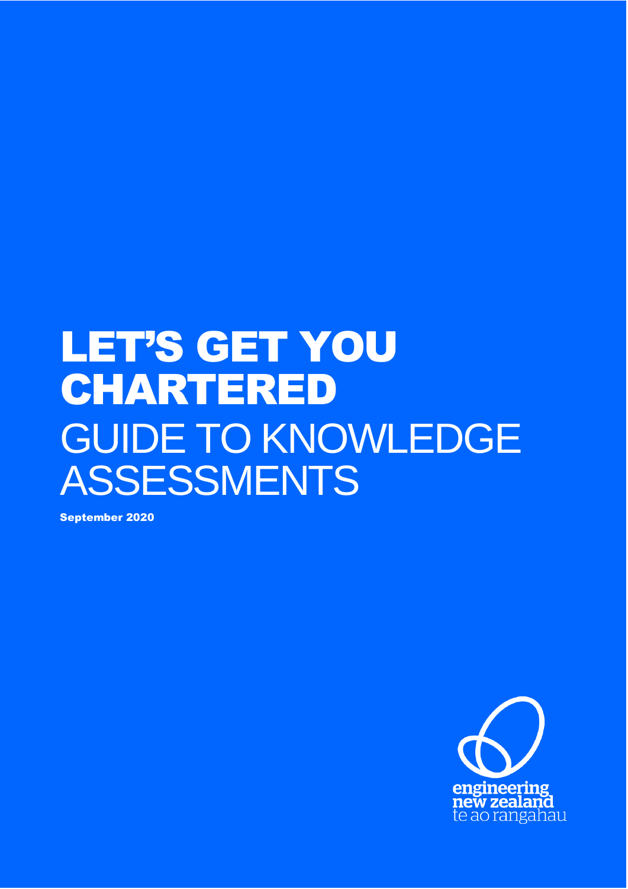# LET'S GET YOU CHARTERED

## GUIDE TO KNOWLEDGE ASSESSMENTS

**September 2020**

engineering new zealand
te ao rangahau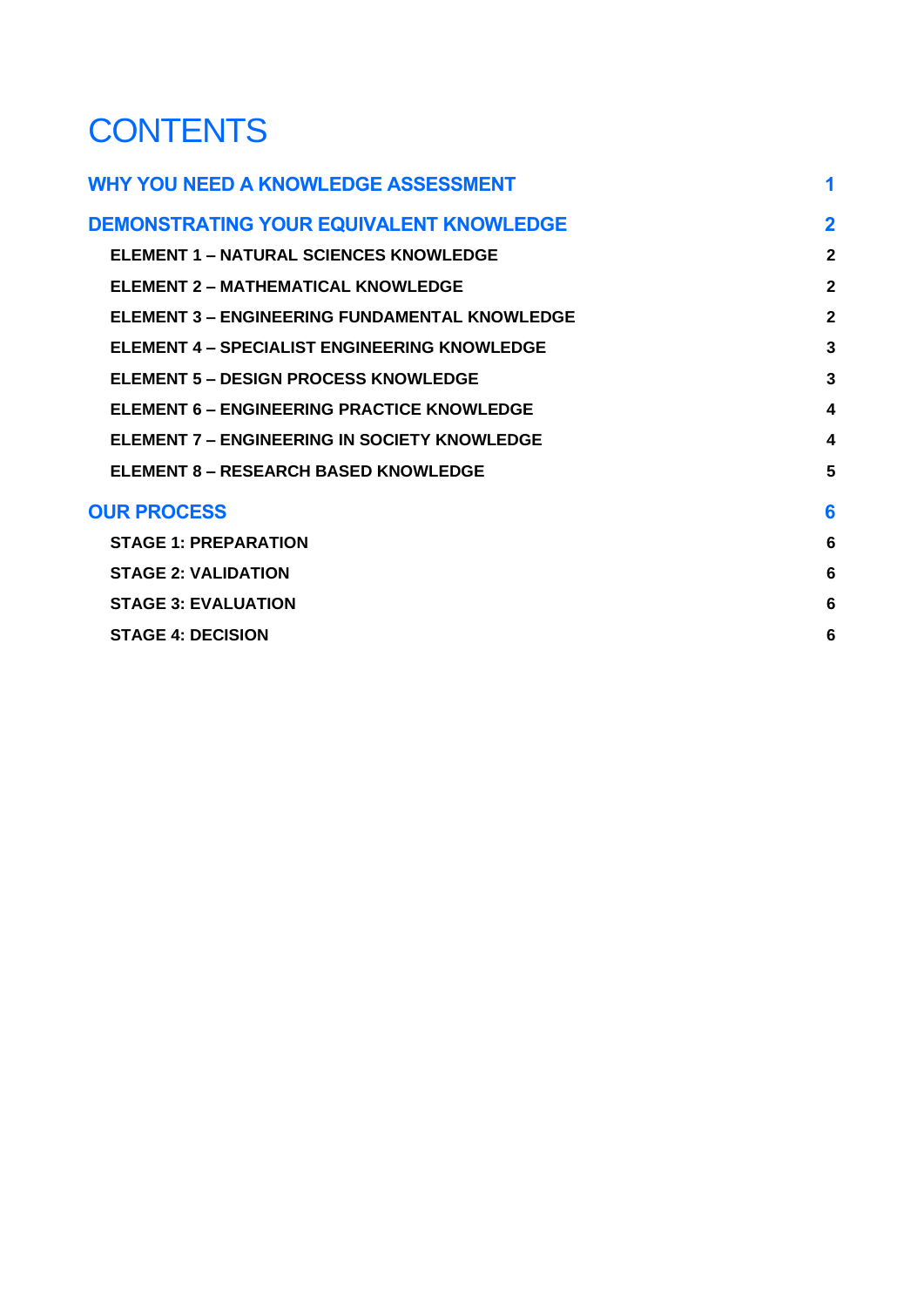# CONTENTS

| | |
|---|---|
| **WHY YOU NEED A KNOWLEDGE ASSESSMENT** | **1** |
| **DEMONSTRATING YOUR EQUIVALENT KNOWLEDGE** | **2** |
| ELEMENT 1 – NATURAL SCIENCES KNOWLEDGE | 2 |
| ELEMENT 2 – MATHEMATICAL KNOWLEDGE | 2 |
| ELEMENT 3 – ENGINEERING FUNDAMENTAL KNOWLEDGE | 2 |
| ELEMENT 4 – SPECIALIST ENGINEERING KNOWLEDGE | 3 |
| ELEMENT 5 – DESIGN PROCESS KNOWLEDGE | 3 |
| ELEMENT 6 – ENGINEERING PRACTICE KNOWLEDGE | 4 |
| ELEMENT 7 – ENGINEERING IN SOCIETY KNOWLEDGE | 4 |
| ELEMENT 8 – RESEARCH BASED KNOWLEDGE | 5 |
| **OUR PROCESS** | **6** |
| STAGE 1: PREPARATION | 6 |
| STAGE 2: VALIDATION | 6 |
| STAGE 3: EVALUATION | 6 |
| STAGE 4: DECISION | 6 |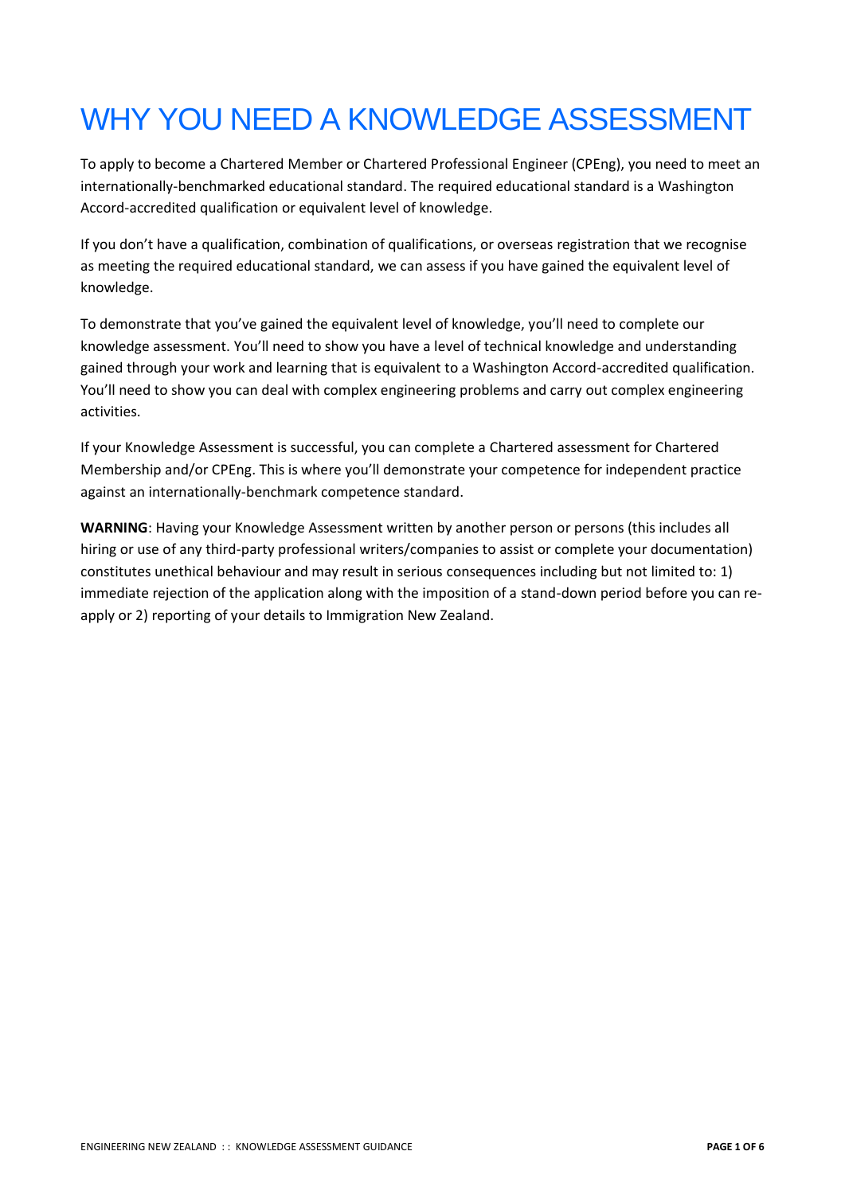# WHY YOU NEED A KNOWLEDGE ASSESSMENT

To apply to become a Chartered Member or Chartered Professional Engineer (CPEng), you need to meet an internationally-benchmarked educational standard. The required educational standard is a Washington Accord-accredited qualification or equivalent level of knowledge.

If you don't have a qualification, combination of qualifications, or overseas registration that we recognise as meeting the required educational standard, we can assess if you have gained the equivalent level of knowledge.

To demonstrate that you've gained the equivalent level of knowledge, you'll need to complete our knowledge assessment. You'll need to show you have a level of technical knowledge and understanding gained through your work and learning that is equivalent to a Washington Accord-accredited qualification. You'll need to show you can deal with complex engineering problems and carry out complex engineering activities.

If your Knowledge Assessment is successful, you can complete a Chartered assessment for Chartered Membership and/or CPEng. This is where you'll demonstrate your competence for independent practice against an internationally-benchmark competence standard.

**WARNING**: Having your Knowledge Assessment written by another person or persons (this includes all hiring or use of any third-party professional writers/companies to assist or complete your documentation) constitutes unethical behaviour and may result in serious consequences including but not limited to: 1) immediate rejection of the application along with the imposition of a stand-down period before you can re-apply or 2) reporting of your details to Immigration New Zealand.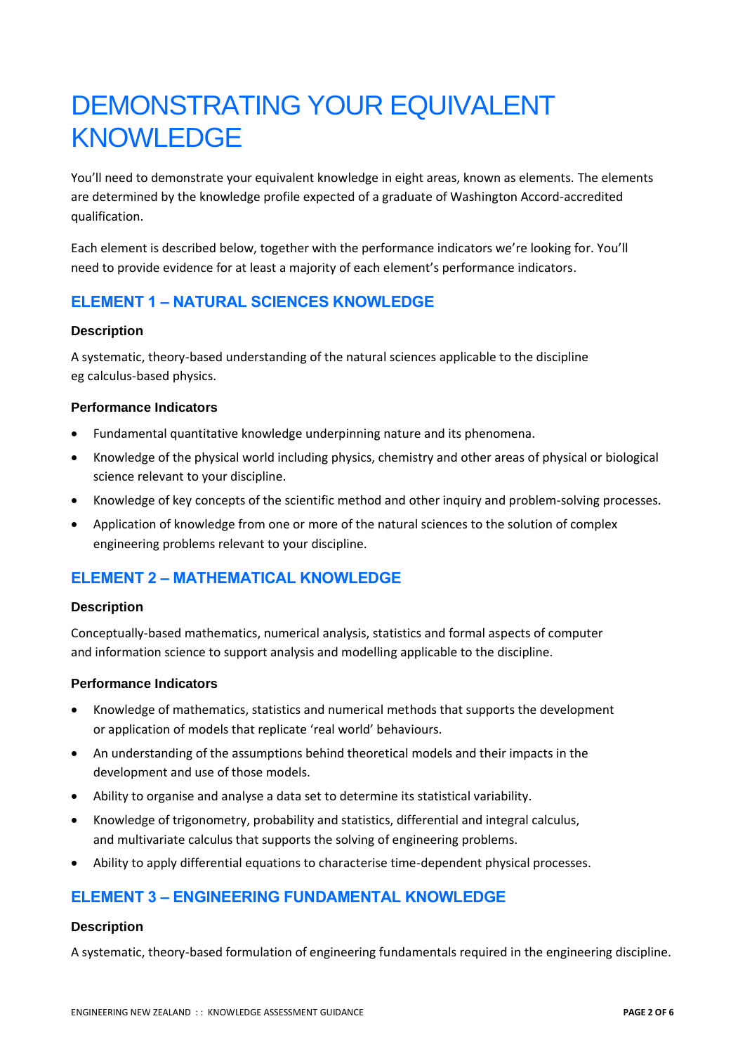# DEMONSTRATING YOUR EQUIVALENT KNOWLEDGE

You'll need to demonstrate your equivalent knowledge in eight areas, known as elements. The elements are determined by the knowledge profile expected of a graduate of Washington Accord-accredited qualification.

Each element is described below, together with the performance indicators we're looking for. You'll need to provide evidence for at least a majority of each element's performance indicators.

## ELEMENT 1 – NATURAL SCIENCES KNOWLEDGE

### Description

A systematic, theory-based understanding of the natural sciences applicable to the discipline eg calculus-based physics.

### Performance Indicators

- Fundamental quantitative knowledge underpinning nature and its phenomena.
- Knowledge of the physical world including physics, chemistry and other areas of physical or biological science relevant to your discipline.
- Knowledge of key concepts of the scientific method and other inquiry and problem-solving processes.
- Application of knowledge from one or more of the natural sciences to the solution of complex engineering problems relevant to your discipline.

## ELEMENT 2 – MATHEMATICAL KNOWLEDGE

### Description

Conceptually-based mathematics, numerical analysis, statistics and formal aspects of computer and information science to support analysis and modelling applicable to the discipline.

### Performance Indicators

- Knowledge of mathematics, statistics and numerical methods that supports the development or application of models that replicate 'real world' behaviours.
- An understanding of the assumptions behind theoretical models and their impacts in the development and use of those models.
- Ability to organise and analyse a data set to determine its statistical variability.
- Knowledge of trigonometry, probability and statistics, differential and integral calculus, and multivariate calculus that supports the solving of engineering problems.
- Ability to apply differential equations to characterise time-dependent physical processes.

## ELEMENT 3 – ENGINEERING FUNDAMENTAL KNOWLEDGE

### Description

A systematic, theory-based formulation of engineering fundamentals required in the engineering discipline.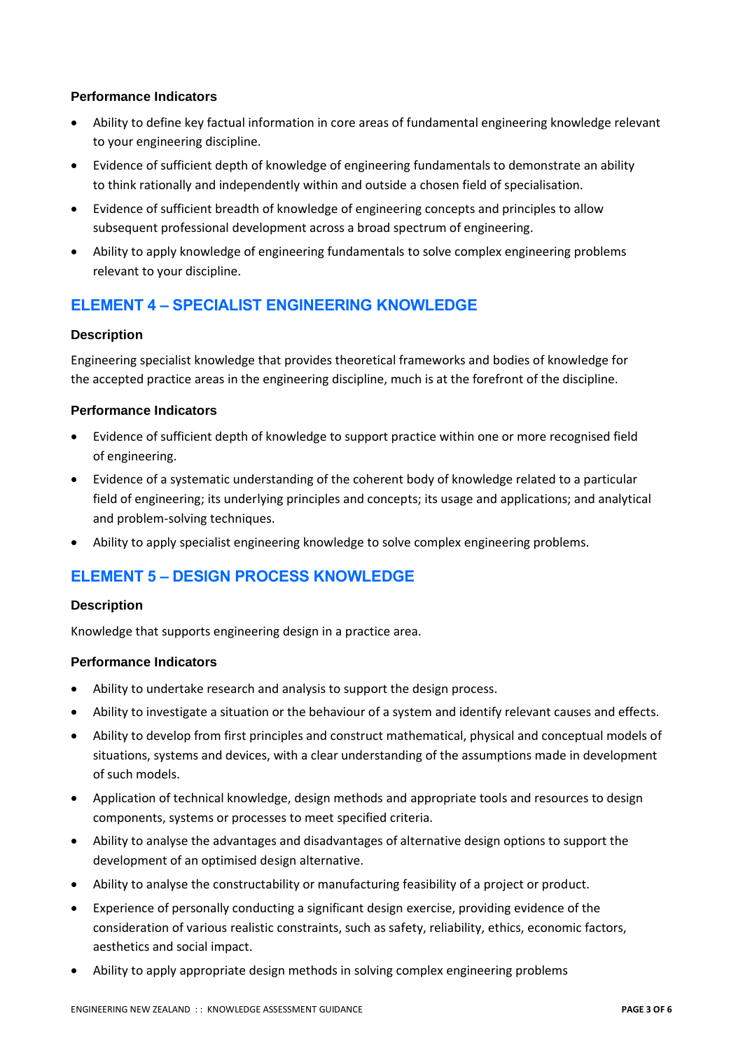### Performance Indicators

- Ability to define key factual information in core areas of fundamental engineering knowledge relevant to your engineering discipline.
- Evidence of sufficient depth of knowledge of engineering fundamentals to demonstrate an ability to think rationally and independently within and outside a chosen field of specialisation.
- Evidence of sufficient breadth of knowledge of engineering concepts and principles to allow subsequent professional development across a broad spectrum of engineering.
- Ability to apply knowledge of engineering fundamentals to solve complex engineering problems relevant to your discipline.

## ELEMENT 4 – SPECIALIST ENGINEERING KNOWLEDGE

### Description

Engineering specialist knowledge that provides theoretical frameworks and bodies of knowledge for the accepted practice areas in the engineering discipline, much is at the forefront of the discipline.

### Performance Indicators

- Evidence of sufficient depth of knowledge to support practice within one or more recognised field of engineering.
- Evidence of a systematic understanding of the coherent body of knowledge related to a particular field of engineering; its underlying principles and concepts; its usage and applications; and analytical and problem-solving techniques.
- Ability to apply specialist engineering knowledge to solve complex engineering problems.

## ELEMENT 5 – DESIGN PROCESS KNOWLEDGE

### Description

Knowledge that supports engineering design in a practice area.

### Performance Indicators

- Ability to undertake research and analysis to support the design process.
- Ability to investigate a situation or the behaviour of a system and identify relevant causes and effects.
- Ability to develop from first principles and construct mathematical, physical and conceptual models of situations, systems and devices, with a clear understanding of the assumptions made in development of such models.
- Application of technical knowledge, design methods and appropriate tools and resources to design components, systems or processes to meet specified criteria.
- Ability to analyse the advantages and disadvantages of alternative design options to support the development of an optimised design alternative.
- Ability to analyse the constructability or manufacturing feasibility of a project or product.
- Experience of personally conducting a significant design exercise, providing evidence of the consideration of various realistic constraints, such as safety, reliability, ethics, economic factors, aesthetics and social impact.
- Ability to apply appropriate design methods in solving complex engineering problems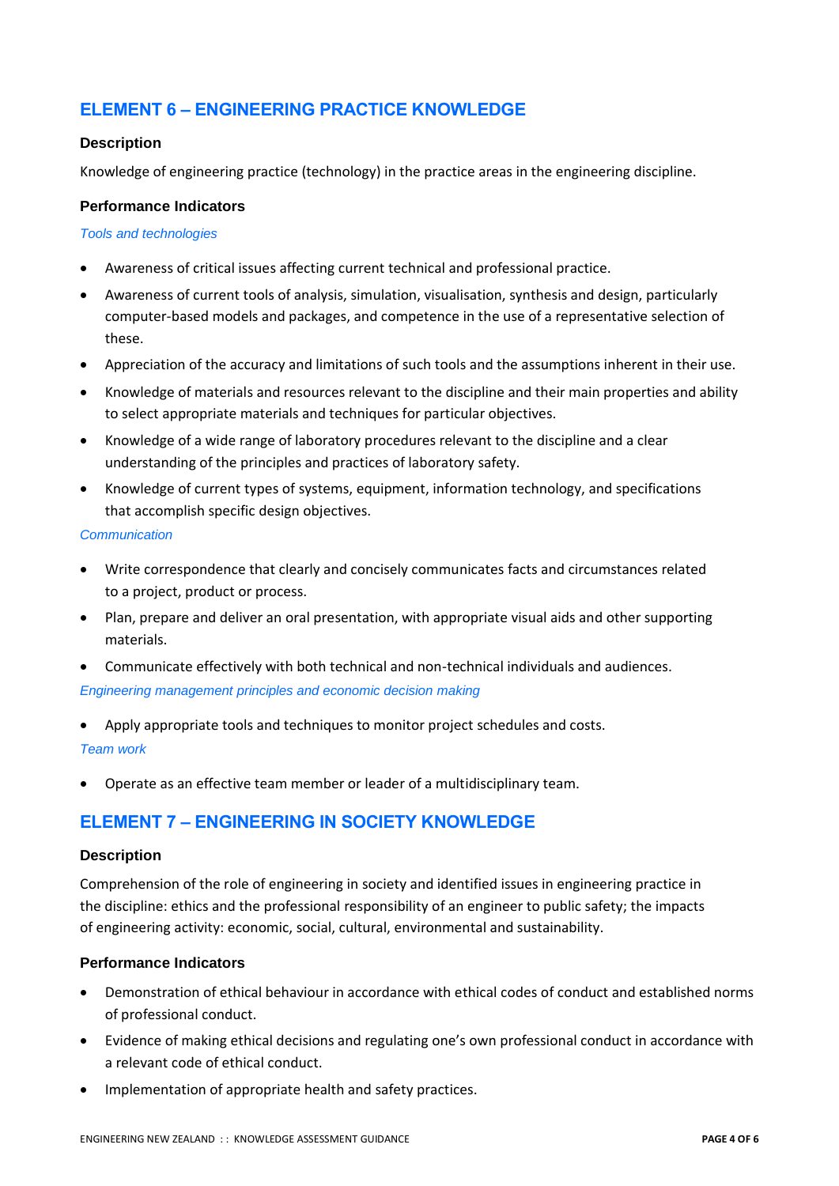## ELEMENT 6 – ENGINEERING PRACTICE KNOWLEDGE

### Description

Knowledge of engineering practice (technology) in the practice areas in the engineering discipline.

### Performance Indicators

*Tools and technologies*

- Awareness of critical issues affecting current technical and professional practice.
- Awareness of current tools of analysis, simulation, visualisation, synthesis and design, particularly computer-based models and packages, and competence in the use of a representative selection of these.
- Appreciation of the accuracy and limitations of such tools and the assumptions inherent in their use.
- Knowledge of materials and resources relevant to the discipline and their main properties and ability to select appropriate materials and techniques for particular objectives.
- Knowledge of a wide range of laboratory procedures relevant to the discipline and a clear understanding of the principles and practices of laboratory safety.
- Knowledge of current types of systems, equipment, information technology, and specifications that accomplish specific design objectives.

*Communication*

- Write correspondence that clearly and concisely communicates facts and circumstances related to a project, product or process.
- Plan, prepare and deliver an oral presentation, with appropriate visual aids and other supporting materials.
- Communicate effectively with both technical and non-technical individuals and audiences.

*Engineering management principles and economic decision making*

- Apply appropriate tools and techniques to monitor project schedules and costs.

*Team work*

- Operate as an effective team member or leader of a multidisciplinary team.

## ELEMENT 7 – ENGINEERING IN SOCIETY KNOWLEDGE

### Description

Comprehension of the role of engineering in society and identified issues in engineering practice in the discipline: ethics and the professional responsibility of an engineer to public safety; the impacts of engineering activity: economic, social, cultural, environmental and sustainability.

### Performance Indicators

- Demonstration of ethical behaviour in accordance with ethical codes of conduct and established norms of professional conduct.
- Evidence of making ethical decisions and regulating one's own professional conduct in accordance with a relevant code of ethical conduct.
- Implementation of appropriate health and safety practices.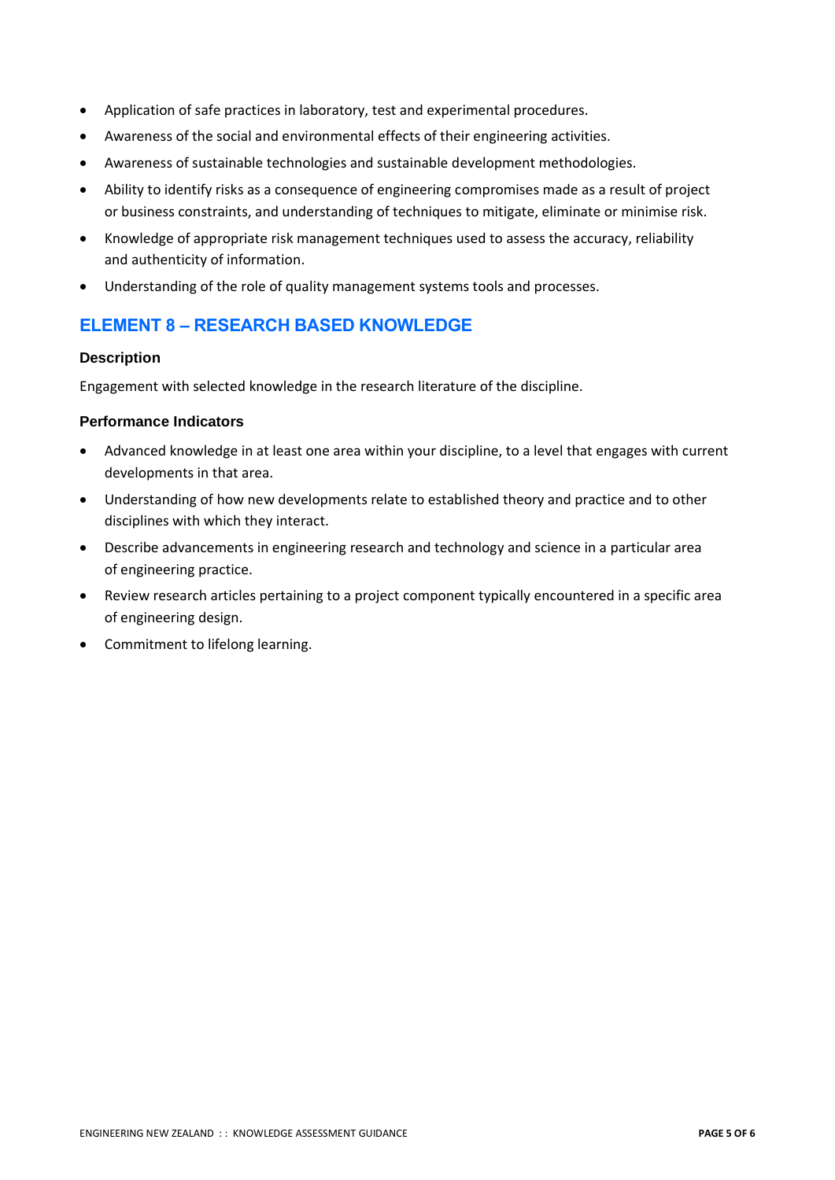- Application of safe practices in laboratory, test and experimental procedures.
- Awareness of the social and environmental effects of their engineering activities.
- Awareness of sustainable technologies and sustainable development methodologies.
- Ability to identify risks as a consequence of engineering compromises made as a result of project or business constraints, and understanding of techniques to mitigate, eliminate or minimise risk.
- Knowledge of appropriate risk management techniques used to assess the accuracy, reliability and authenticity of information.
- Understanding of the role of quality management systems tools and processes.

## ELEMENT 8 – RESEARCH BASED KNOWLEDGE

### Description

Engagement with selected knowledge in the research literature of the discipline.

### Performance Indicators

- Advanced knowledge in at least one area within your discipline, to a level that engages with current developments in that area.
- Understanding of how new developments relate to established theory and practice and to other disciplines with which they interact.
- Describe advancements in engineering research and technology and science in a particular area of engineering practice.
- Review research articles pertaining to a project component typically encountered in a specific area of engineering design.
- Commitment to lifelong learning.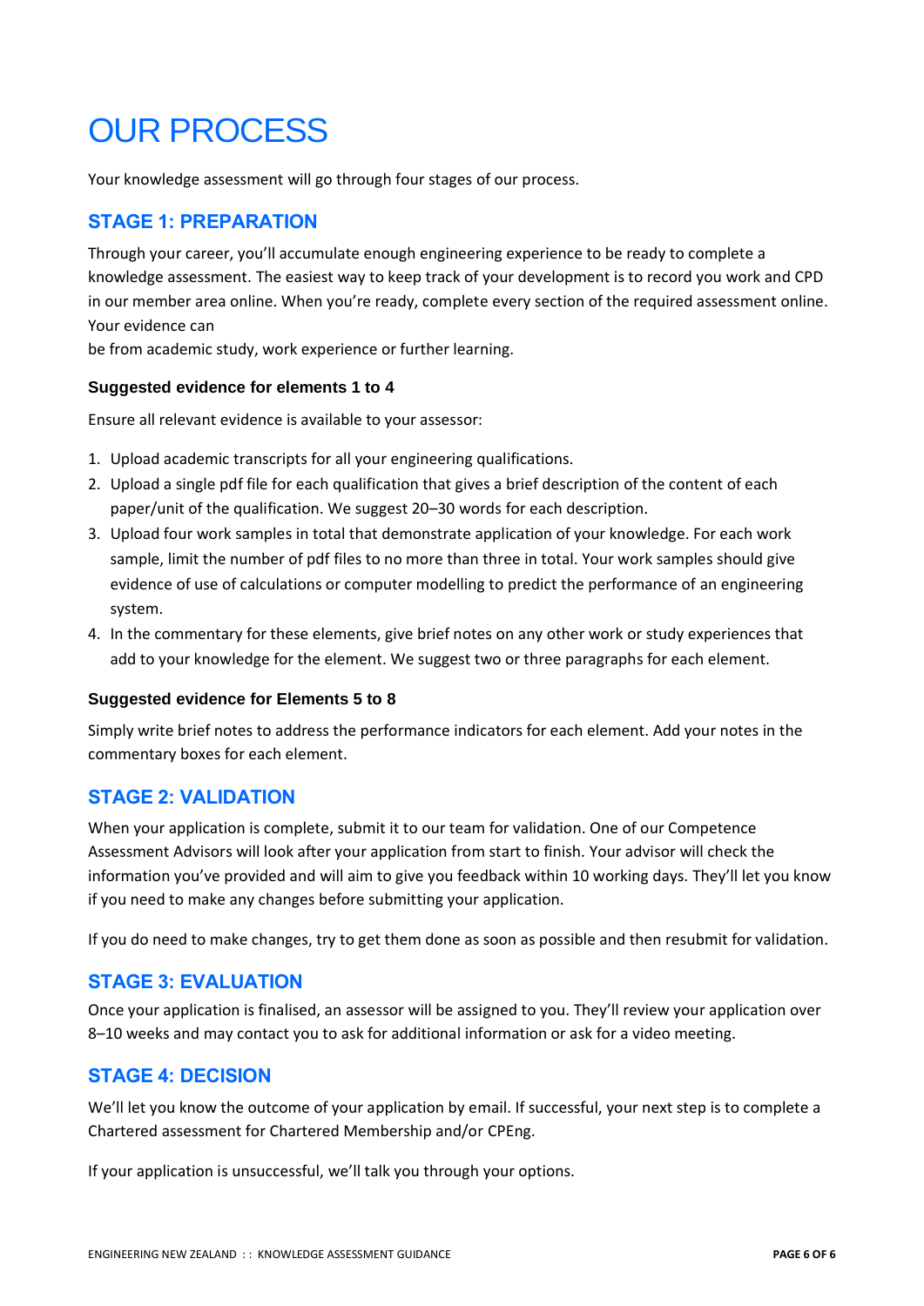# OUR PROCESS

Your knowledge assessment will go through four stages of our process.

## STAGE 1: PREPARATION

Through your career, you'll accumulate enough engineering experience to be ready to complete a knowledge assessment. The easiest way to keep track of your development is to record you work and CPD in our member area online. When you're ready, complete every section of the required assessment online. Your evidence can
be from academic study, work experience or further learning.

### Suggested evidence for elements 1 to 4

Ensure all relevant evidence is available to your assessor:

1. Upload academic transcripts for all your engineering qualifications.
2. Upload a single pdf file for each qualification that gives a brief description of the content of each paper/unit of the qualification. We suggest 20–30 words for each description.
3. Upload four work samples in total that demonstrate application of your knowledge. For each work sample, limit the number of pdf files to no more than three in total. Your work samples should give evidence of use of calculations or computer modelling to predict the performance of an engineering system.
4. In the commentary for these elements, give brief notes on any other work or study experiences that add to your knowledge for the element. We suggest two or three paragraphs for each element.

### Suggested evidence for Elements 5 to 8

Simply write brief notes to address the performance indicators for each element. Add your notes in the commentary boxes for each element.

## STAGE 2: VALIDATION

When your application is complete, submit it to our team for validation. One of our Competence Assessment Advisors will look after your application from start to finish. Your advisor will check the information you've provided and will aim to give you feedback within 10 working days. They'll let you know if you need to make any changes before submitting your application.

If you do need to make changes, try to get them done as soon as possible and then resubmit for validation.

## STAGE 3: EVALUATION

Once your application is finalised, an assessor will be assigned to you. They'll review your application over 8–10 weeks and may contact you to ask for additional information or ask for a video meeting.

## STAGE 4: DECISION

We'll let you know the outcome of your application by email. If successful, your next step is to complete a Chartered assessment for Chartered Membership and/or CPEng.

If your application is unsuccessful, we'll talk you through your options.